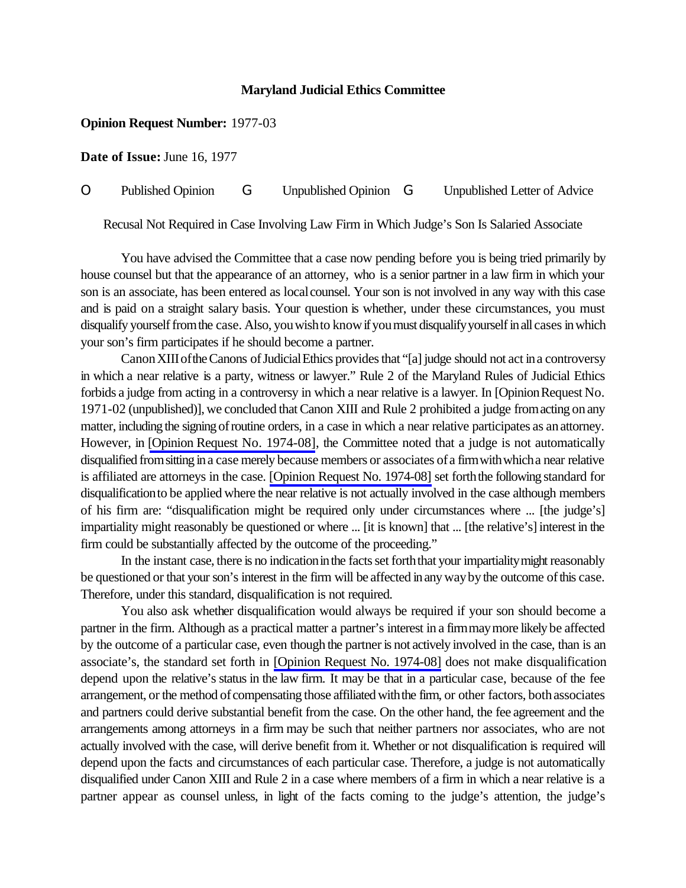**Maryland Judicial Ethics Committee**

**Opinion Request Number:** 1977-03

**Date of Issue:** June 16, 1977

O Published Opinion G Unpublished Opinion G Unpublished Letter of Advice

Recusal Not Required in Case Involving Law Firm in Which Judge's Son Is Salaried Associate

You have advised the Committee that a case now pending before you is being tried primarily by house counsel but that the appearance of an attorney, who is a senior partner in a law firm in which your son is an associate, has been entered as local counsel. Your son is not involved in any way with this case and is paid on a straight salary basis. Your question is whether, under these circumstances, you must disqualify yourself from the case. Also, you wish to know if you must disqualify yourself in all cases in which your son's firm participates if he should become a partner.

Canon XIII of the Canons of Judicial Ethics provides that "[a] judge should not act in a controversy in which a near relative is a party, witness or lawyer." Rule 2 of the Maryland Rules of Judicial Ethics forbids a judge from acting in a controversy in which a near relative is a lawyer. In [Opinion Request No. 1971-02 (unpublished)], we concluded that Canon XIII and Rule 2 prohibited a judge from acting on any matter, including the signing of routine orders, in a case in which a near relative participates as an attorney. However, in [Opinion Request No. 1974-08], the Committee noted that a judge is not automatically disqualified from sitting in a case merely because members or associates of a firm with which a near relative is affiliated are attorneys in the case. [Opinion Request No. 1974-08] set forth the following standard for disqualification to be applied where the near relative is not actually involved in the case although members of his firm are: "disqualification might be required only under circumstances where ... [the judge's] impartiality might reasonably be questioned or where ... [it is known] that ... [the relative's] interest in the firm could be substantially affected by the outcome of the proceeding."

In the instant case, there is no indication in the facts set forth that your impartiality might reasonably be questioned or that your son's interest in the firm will be affected in any way by the outcome of this case. Therefore, under this standard, disqualification is not required.

You also ask whether disqualification would always be required if your son should become a partner in the firm. Although as a practical matter a partner's interest in a firm may more likely be affected by the outcome of a particular case, even though the partner is not actively involved in the case, than is an associate's, the standard set forth in [Opinion Request No. 1974-08] does not make disqualification depend upon the relative's status in the law firm. It may be that in a particular case, because of the fee arrangement, or the method of compensating those affiliated with the firm, or other factors, both associates and partners could derive substantial benefit from the case. On the other hand, the fee agreement and the arrangements among attorneys in a firm may be such that neither partners nor associates, who are not actually involved with the case, will derive benefit from it. Whether or not disqualification is required will depend upon the facts and circumstances of each particular case. Therefore, a judge is not automatically disqualified under Canon XIII and Rule 2 in a case where members of a firm in which a near relative is a partner appear as counsel unless, in light of the facts coming to the judge's attention, the judge's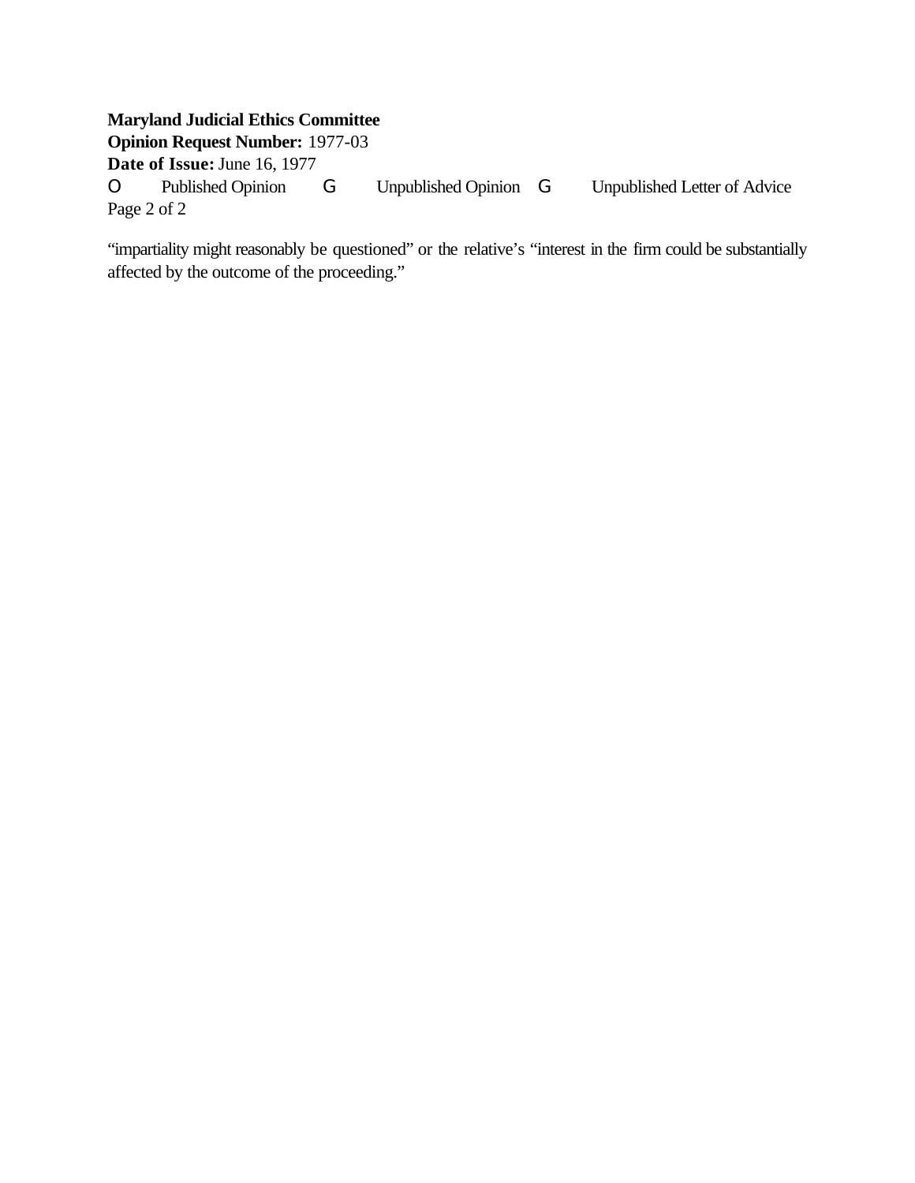"impartiality might reasonably be questioned" or the relative's "interest in the firm could be substantially affected by the outcome of the proceeding."